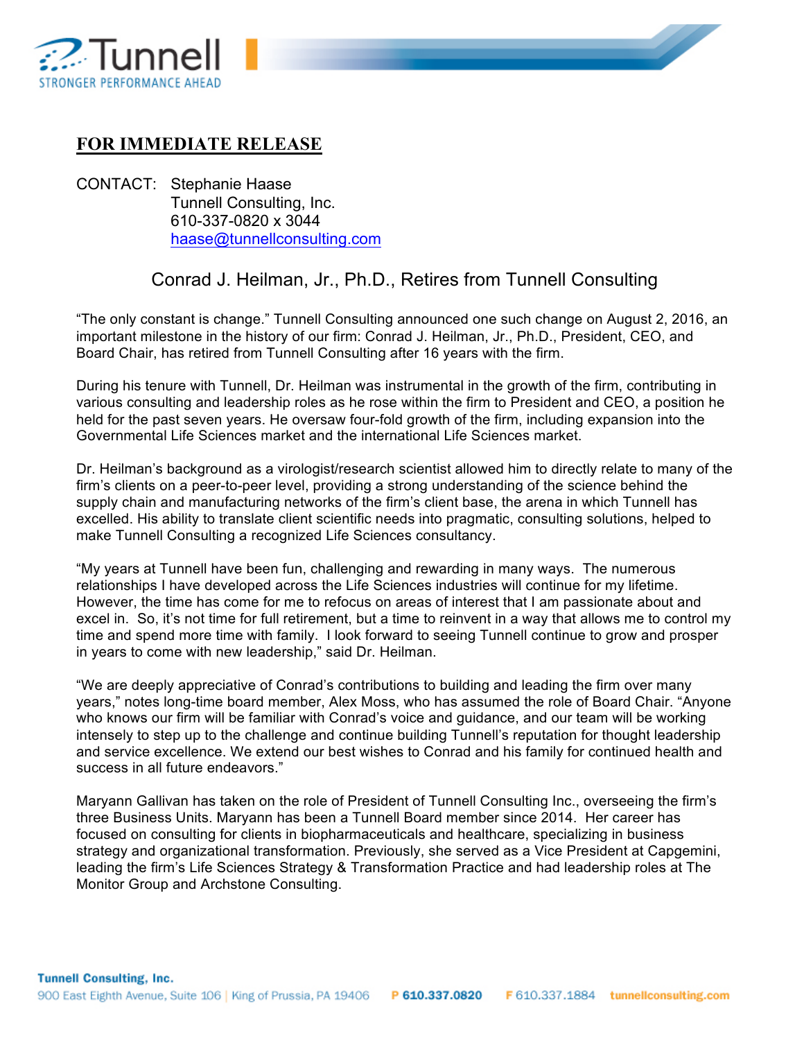**FOR IMMEDIATE RELEASE**

CONTACT: Stephanie Haase
Tunnell Consulting, Inc.
610-337-0820 x 3044
haase@tunnellconsulting.com

## Conrad J. Heilman, Jr., Ph.D., Retires from Tunnell Consulting

"The only constant is change." Tunnell Consulting announced one such change on August 2, 2016, an important milestone in the history of our firm: Conrad J. Heilman, Jr., Ph.D., President, CEO, and Board Chair, has retired from Tunnell Consulting after 16 years with the firm.

During his tenure with Tunnell, Dr. Heilman was instrumental in the growth of the firm, contributing in various consulting and leadership roles as he rose within the firm to President and CEO, a position he held for the past seven years. He oversaw four-fold growth of the firm, including expansion into the Governmental Life Sciences market and the international Life Sciences market.

Dr. Heilman's background as a virologist/research scientist allowed him to directly relate to many of the firm's clients on a peer-to-peer level, providing a strong understanding of the science behind the supply chain and manufacturing networks of the firm's client base, the arena in which Tunnell has excelled. His ability to translate client scientific needs into pragmatic, consulting solutions, helped to make Tunnell Consulting a recognized Life Sciences consultancy.

"My years at Tunnell have been fun, challenging and rewarding in many ways. The numerous relationships I have developed across the Life Sciences industries will continue for my lifetime. However, the time has come for me to refocus on areas of interest that I am passionate about and excel in. So, it's not time for full retirement, but a time to reinvent in a way that allows me to control my time and spend more time with family. I look forward to seeing Tunnell continue to grow and prosper in years to come with new leadership," said Dr. Heilman.

"We are deeply appreciative of Conrad's contributions to building and leading the firm over many years," notes long-time board member, Alex Moss, who has assumed the role of Board Chair. "Anyone who knows our firm will be familiar with Conrad's voice and guidance, and our team will be working intensely to step up to the challenge and continue building Tunnell's reputation for thought leadership and service excellence. We extend our best wishes to Conrad and his family for continued health and success in all future endeavors."

Maryann Gallivan has taken on the role of President of Tunnell Consulting Inc., overseeing the firm's three Business Units. Maryann has been a Tunnell Board member since 2014. Her career has focused on consulting for clients in biopharmaceuticals and healthcare, specializing in business strategy and organizational transformation. Previously, she served as a Vice President at Capgemini, leading the firm's Life Sciences Strategy & Transformation Practice and had leadership roles at The Monitor Group and Archstone Consulting.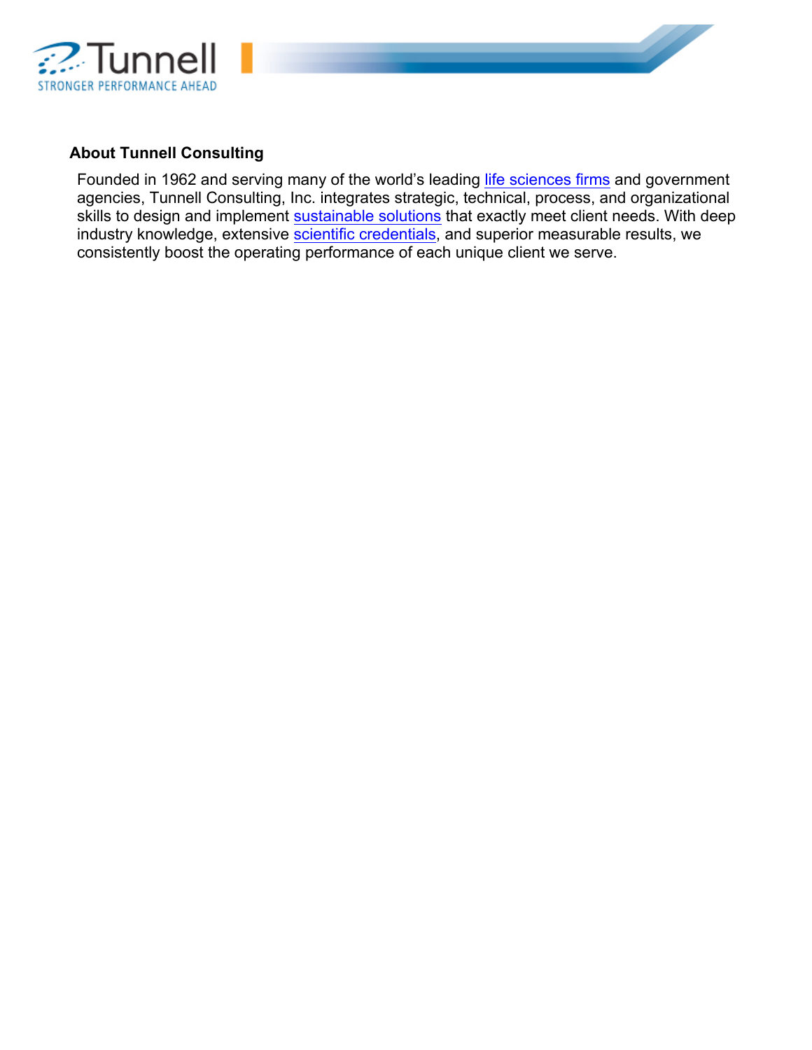**About Tunnell Consulting**

Founded in 1962 and serving many of the world's leading life sciences firms and government agencies, Tunnell Consulting, Inc. integrates strategic, technical, process, and organizational skills to design and implement sustainable solutions that exactly meet client needs. With deep industry knowledge, extensive scientific credentials, and superior measurable results, we consistently boost the operating performance of each unique client we serve.